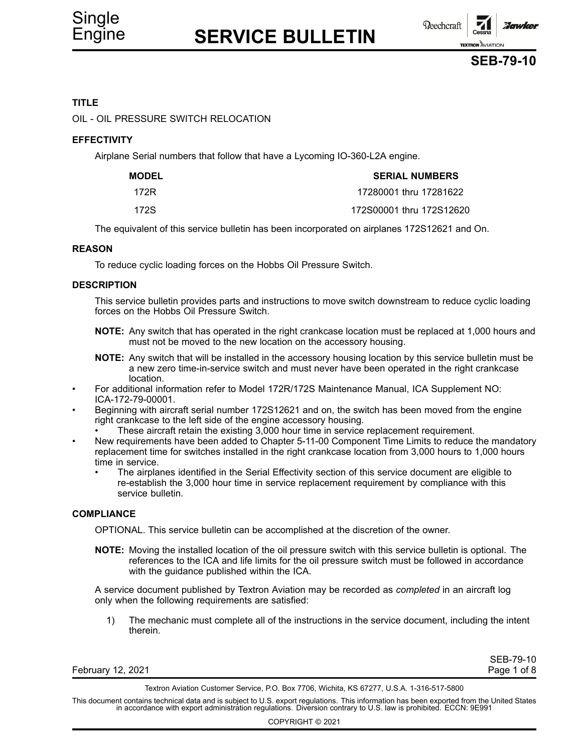# SERVICE BULLETIN

Single Engine

## SEB-79-10

### TITLE

OIL - OIL PRESSURE SWITCH RELOCATION

### EFFECTIVITY

Airplane Serial numbers that follow that have a Lycoming IO-360-L2A engine.

| MODEL | SERIAL NUMBERS |
|---|---|
| 172R | 17280001 thru 17281622 |
| 172S | 172S00001 thru 172S12620 |

The equivalent of this service bulletin has been incorporated on airplanes 172S12621 and On.

### REASON

To reduce cyclic loading forces on the Hobbs Oil Pressure Switch.

### DESCRIPTION

This service bulletin provides parts and instructions to move switch downstream to reduce cyclic loading forces on the Hobbs Oil Pressure Switch.

**NOTE:** Any switch that has operated in the right crankcase location must be replaced at 1,000 hours and must not be moved to the new location on the accessory housing.

**NOTE:** Any switch that will be installed in the accessory housing location by this service bulletin must be a new zero time-in-service switch and must never have been operated in the right crankcase location.

- For additional information refer to Model 172R/172S Maintenance Manual, ICA Supplement NO: ICA-172-79-00001.
- Beginning with aircraft serial number 172S12621 and on, the switch has been moved from the engine right crankcase to the left side of the engine accessory housing.
  - These aircraft retain the existing 3,000 hour time in service replacement requirement.
- New requirements have been added to Chapter 5-11-00 Component Time Limits to reduce the mandatory replacement time for switches installed in the right crankcase location from 3,000 hours to 1,000 hours time in service.
  - The airplanes identified in the Serial Effectivity section of this service document are eligible to re-establish the 3,000 hour time in service replacement requirement by compliance with this service bulletin.

### COMPLIANCE

OPTIONAL. This service bulletin can be accomplished at the discretion of the owner.

**NOTE:** Moving the installed location of the oil pressure switch with this service bulletin is optional. The references to the ICA and life limits for the oil pressure switch must be followed in accordance with the guidance published within the ICA.

A service document published by Textron Aviation may be recorded as *completed* in an aircraft log only when the following requirements are satisfied:

1) The mechanic must complete all of the instructions in the service document, including the intent therein.

February 12, 2021

Textron Aviation Customer Service, P.O. Box 7706, Wichita, KS 67277, U.S.A. 1-316-517-5800

This document contains technical data and is subject to U.S. export regulations. This information has been exported from the United States in accordance with export administration regulations. Diversion contrary to U.S. law is prohibited. ECCN: 9E991

COPYRIGHT © 2021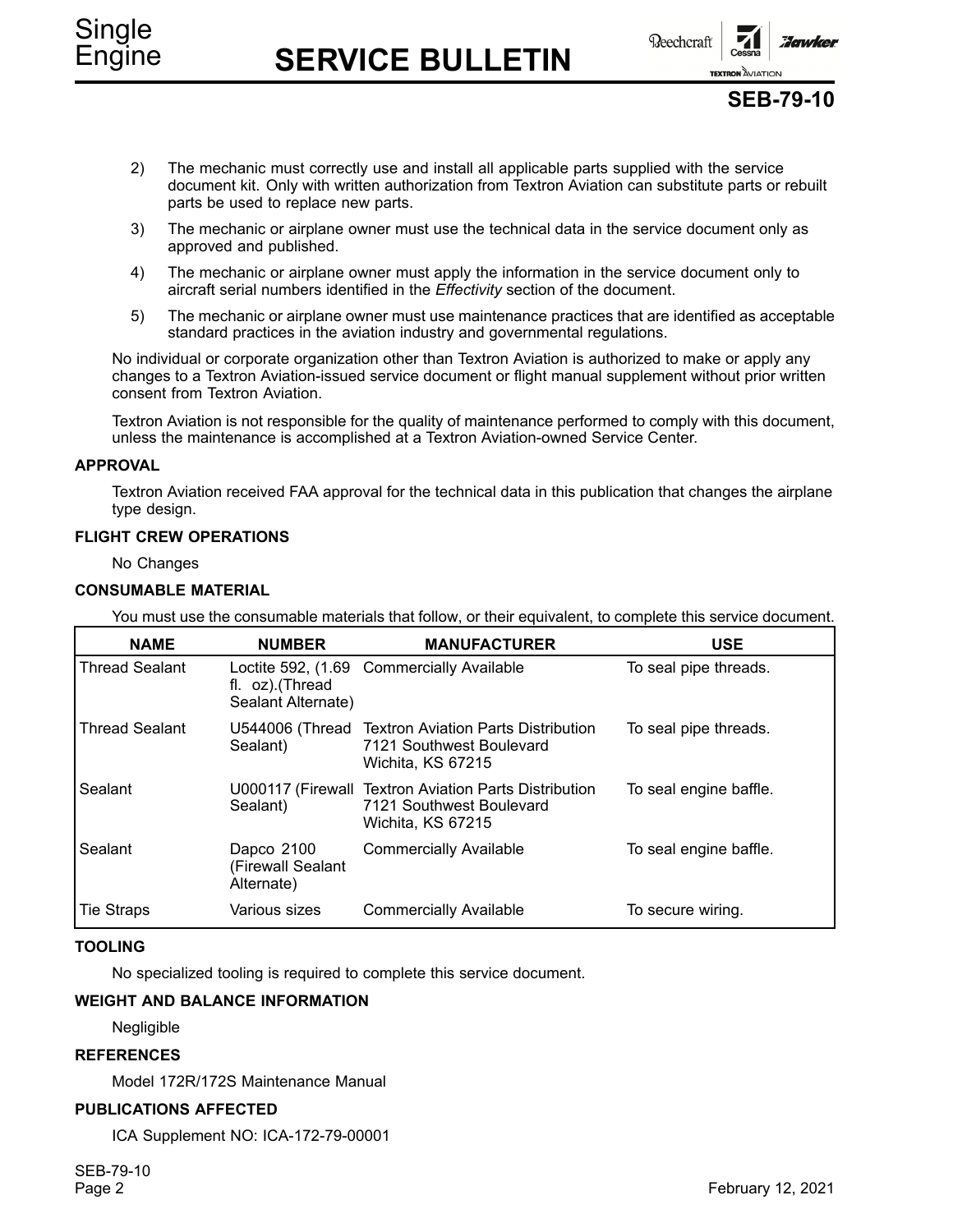2) The mechanic must correctly use and install all applicable parts supplied with the service document kit. Only with written authorization from Textron Aviation can substitute parts or rebuilt parts be used to replace new parts.

3) The mechanic or airplane owner must use the technical data in the service document only as approved and published.

4) The mechanic or airplane owner must apply the information in the service document only to aircraft serial numbers identified in the *Effectivity* section of the document.

5) The mechanic or airplane owner must use maintenance practices that are identified as acceptable standard practices in the aviation industry and governmental regulations.

No individual or corporate organization other than Textron Aviation is authorized to make or apply any changes to a Textron Aviation-issued service document or flight manual supplement without prior written consent from Textron Aviation.

Textron Aviation is not responsible for the quality of maintenance performed to comply with this document, unless the maintenance is accomplished at a Textron Aviation-owned Service Center.

## APPROVAL

Textron Aviation received FAA approval for the technical data in this publication that changes the airplane type design.

## FLIGHT CREW OPERATIONS

No Changes

## CONSUMABLE MATERIAL

You must use the consumable materials that follow, or their equivalent, to complete this service document.

| NAME | NUMBER | MANUFACTURER | USE |
|---|---|---|---|
| Thread Sealant | Loctite 592, (1.69 fl. oz).(Thread Sealant Alternate) | Commercially Available | To seal pipe threads. |
| Thread Sealant | U544006 (Thread Sealant) | Textron Aviation Parts Distribution 7121 Southwest Boulevard Wichita, KS 67215 | To seal pipe threads. |
| Sealant | U000117 (Firewall Sealant) | Textron Aviation Parts Distribution 7121 Southwest Boulevard Wichita, KS 67215 | To seal engine baffle. |
| Sealant | Dapco 2100 (Firewall Sealant Alternate) | Commercially Available | To seal engine baffle. |
| Tie Straps | Various sizes | Commercially Available | To secure wiring. |

## TOOLING

No specialized tooling is required to complete this service document.

## WEIGHT AND BALANCE INFORMATION

Negligible

## REFERENCES

Model 172R/172S Maintenance Manual

## PUBLICATIONS AFFECTED

ICA Supplement NO: ICA-172-79-00001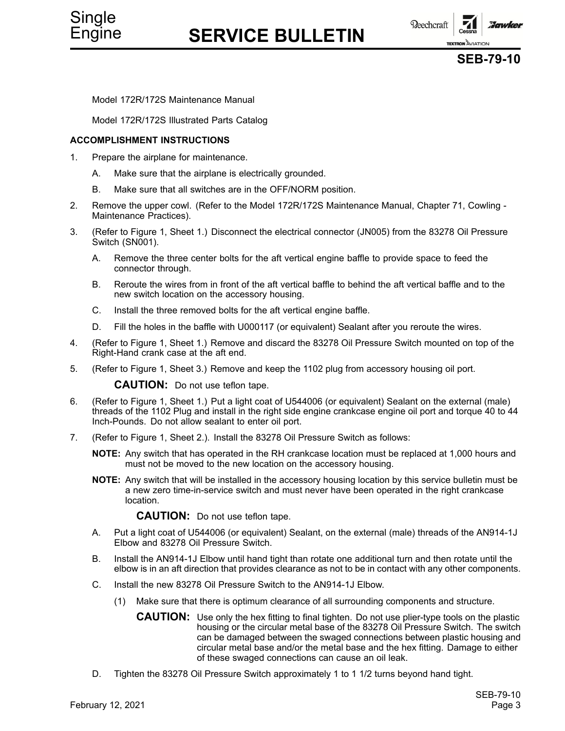Model 172R/172S Maintenance Manual

Model 172R/172S Illustrated Parts Catalog

**ACCOMPLISHMENT INSTRUCTIONS**

1. Prepare the airplane for maintenance.
   - A. Make sure that the airplane is electrically grounded.
   - B. Make sure that all switches are in the OFF/NORM position.
2. Remove the upper cowl. (Refer to the Model 172R/172S Maintenance Manual, Chapter 71, Cowling - Maintenance Practices).
3. (Refer to Figure 1, Sheet 1.) Disconnect the electrical connector (JN005) from the 83278 Oil Pressure Switch (SN001).
   - A. Remove the three center bolts for the aft vertical engine baffle to provide space to feed the connector through.
   - B. Reroute the wires from in front of the aft vertical baffle to behind the aft vertical baffle and to the new switch location on the accessory housing.
   - C. Install the three removed bolts for the aft vertical engine baffle.
   - D. Fill the holes in the baffle with U000117 (or equivalent) Sealant after you reroute the wires.
4. (Refer to Figure 1, Sheet 1.) Remove and discard the 83278 Oil Pressure Switch mounted on top of the Right-Hand crank case at the aft end.
5. (Refer to Figure 1, Sheet 3.) Remove and keep the 1102 plug from accessory housing oil port.

   **CAUTION:** Do not use teflon tape.

6. (Refer to Figure 1, Sheet 1.) Put a light coat of U544006 (or equivalent) Sealant on the external (male) threads of the 1102 Plug and install in the right side engine crankcase engine oil port and torque 40 to 44 Inch-Pounds. Do not allow sealant to enter oil port.
7. (Refer to Figure 1, Sheet 2.). Install the 83278 Oil Pressure Switch as follows:

   **NOTE:** Any switch that has operated in the RH crankcase location must be replaced at 1,000 hours and must not be moved to the new location on the accessory housing.

   **NOTE:** Any switch that will be installed in the accessory housing location by this service bulletin must be a new zero time-in-service switch and must never have been operated in the right crankcase location.

   **CAUTION:** Do not use teflon tape.

   - A. Put a light coat of U544006 (or equivalent) Sealant, on the external (male) threads of the AN914-1J Elbow and 83278 Oil Pressure Switch.
   - B. Install the AN914-1J Elbow until hand tight than rotate one additional turn and then rotate until the elbow is in an aft direction that provides clearance as not to be in contact with any other components.
   - C. Install the new 83278 Oil Pressure Switch to the AN914-1J Elbow.
     - (1) Make sure that there is optimum clearance of all surrounding components and structure.

       **CAUTION:** Use only the hex fitting to final tighten. Do not use plier-type tools on the plastic housing or the circular metal base of the 83278 Oil Pressure Switch. The switch can be damaged between the swaged connections between plastic housing and circular metal base and/or the metal base and the hex fitting. Damage to either of these swaged connections can cause an oil leak.

   - D. Tighten the 83278 Oil Pressure Switch approximately 1 to 1 1/2 turns beyond hand tight.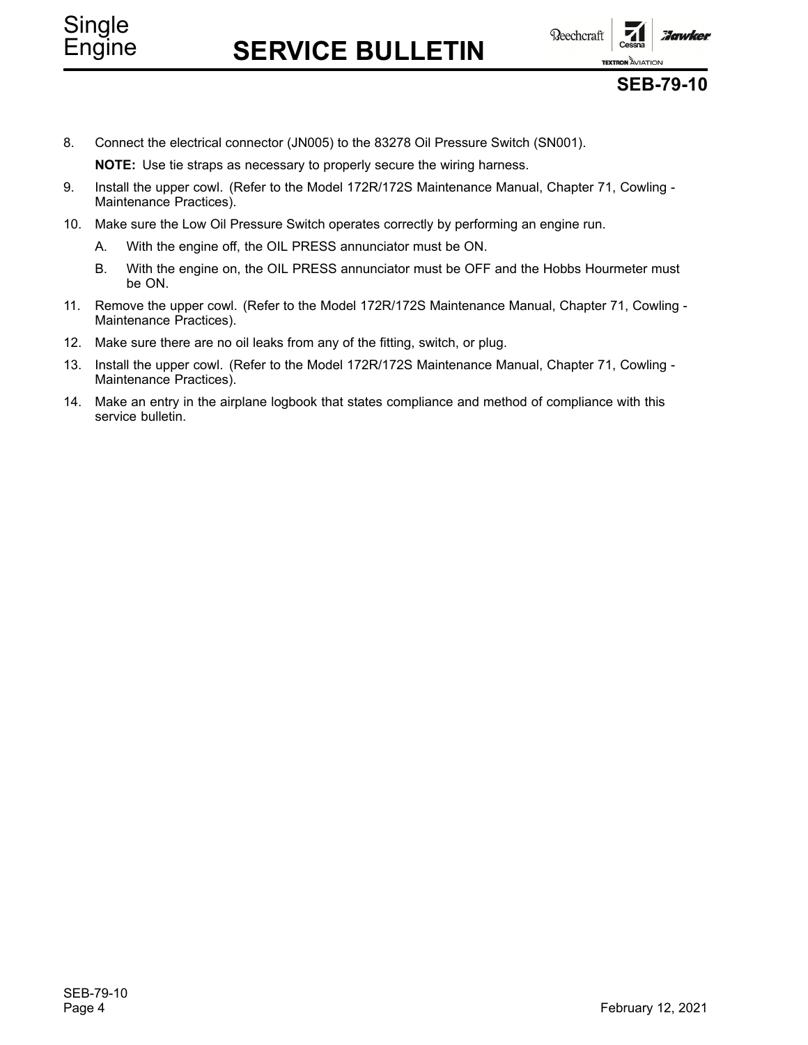8. Connect the electrical connector (JN005) to the 83278 Oil Pressure Switch (SN001).

   **NOTE:** Use tie straps as necessary to properly secure the wiring harness.

9. Install the upper cowl. (Refer to the Model 172R/172S Maintenance Manual, Chapter 71, Cowling - Maintenance Practices).

10. Make sure the Low Oil Pressure Switch operates correctly by performing an engine run.

    A. With the engine off, the OIL PRESS annunciator must be ON.

    B. With the engine on, the OIL PRESS annunciator must be OFF and the Hobbs Hourmeter must be ON.

11. Remove the upper cowl. (Refer to the Model 172R/172S Maintenance Manual, Chapter 71, Cowling - Maintenance Practices).

12. Make sure there are no oil leaks from any of the fitting, switch, or plug.

13. Install the upper cowl. (Refer to the Model 172R/172S Maintenance Manual, Chapter 71, Cowling - Maintenance Practices).

14. Make an entry in the airplane logbook that states compliance and method of compliance with this service bulletin.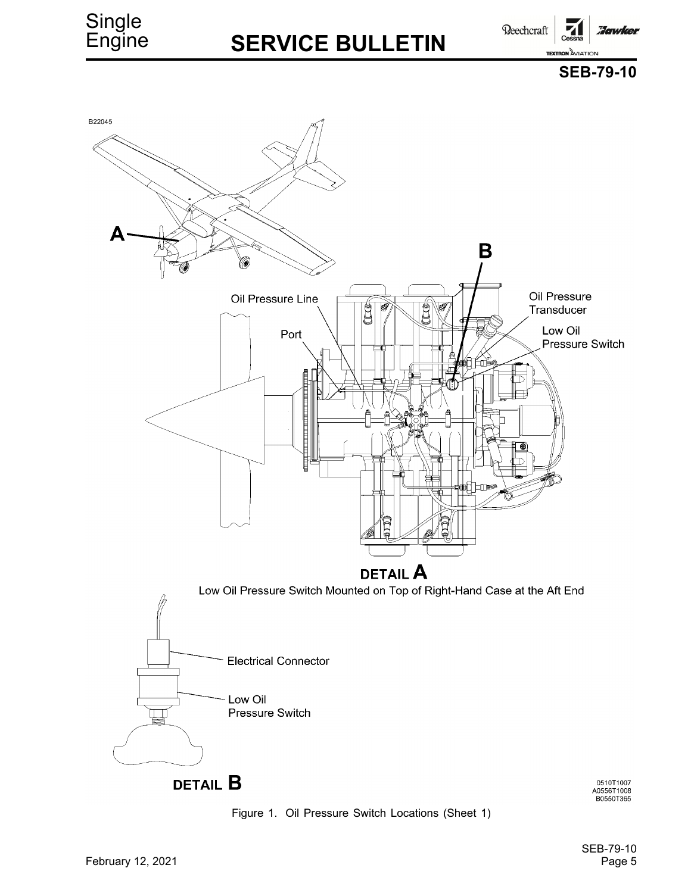B22045

Oil Pressure Line

Port

Oil Pressure Transducer

Low Oil Pressure Switch

**DETAIL A**

Low Oil Pressure Switch Mounted on Top of Right-Hand Case at the Aft End

Electrical Connector

Low Oil Pressure Switch

**DETAIL B**

0510T1007
A0556T1008
B0550T365

Figure 1. Oil Pressure Switch Locations (Sheet 1)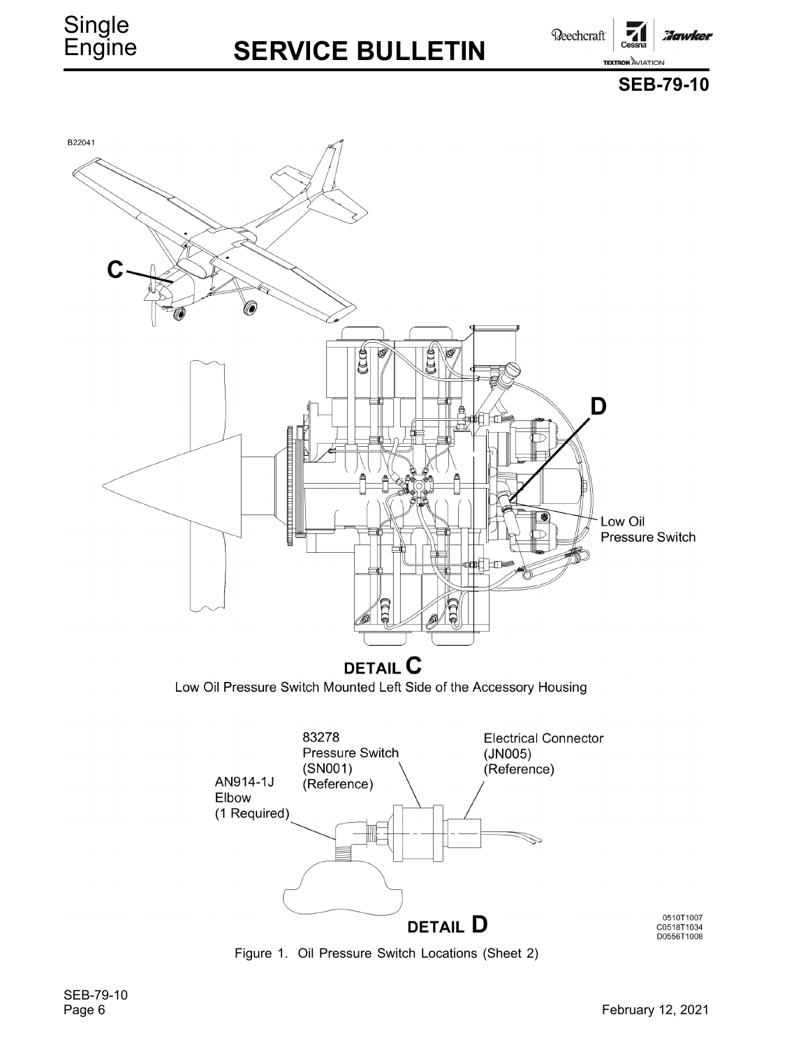B22041

C

D

Low Oil Pressure Switch

**DETAIL C**

Low Oil Pressure Switch Mounted Left Side of the Accessory Housing

83278 Pressure Switch (SN001) (Reference)

Electrical Connector (JN005) (Reference)

AN914-1J Elbow (1 Required)

**DETAIL D**

0510T1007
C0518T1034
D0556T1008

Figure 1. Oil Pressure Switch Locations (Sheet 2)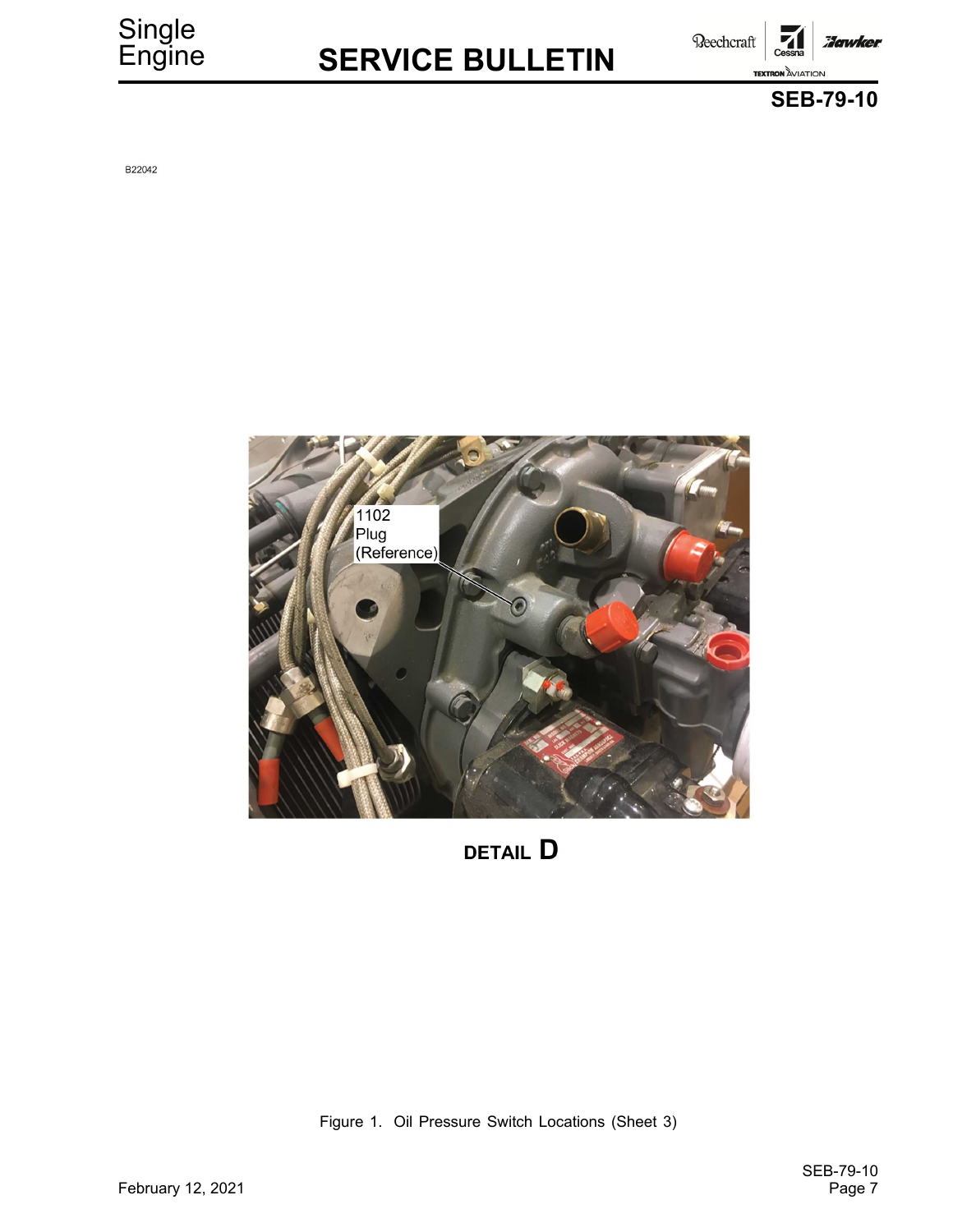B22042

1102
Plug
(Reference)

**DETAIL D**

Figure 1. Oil Pressure Switch Locations (Sheet 3)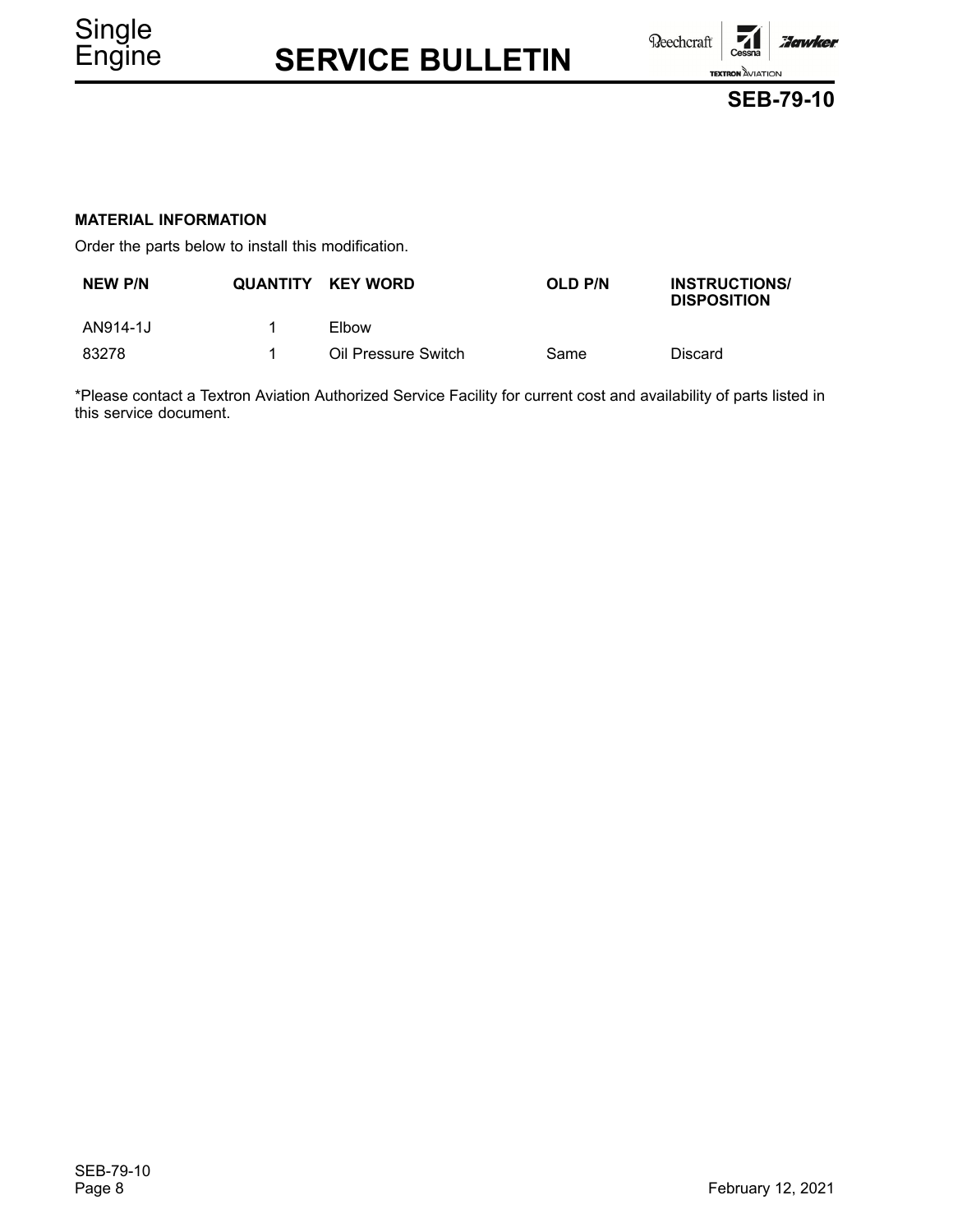**MATERIAL INFORMATION**

Order the parts below to install this modification.

| NEW P/N | QUANTITY | KEY WORD | OLD P/N | INSTRUCTIONS/ DISPOSITION |
|---|---|---|---|---|
| AN914-1J | 1 | Elbow | | |
| 83278 | 1 | Oil Pressure Switch | Same | Discard |

*Please contact a Textron Aviation Authorized Service Facility for current cost and availability of parts listed in this service document.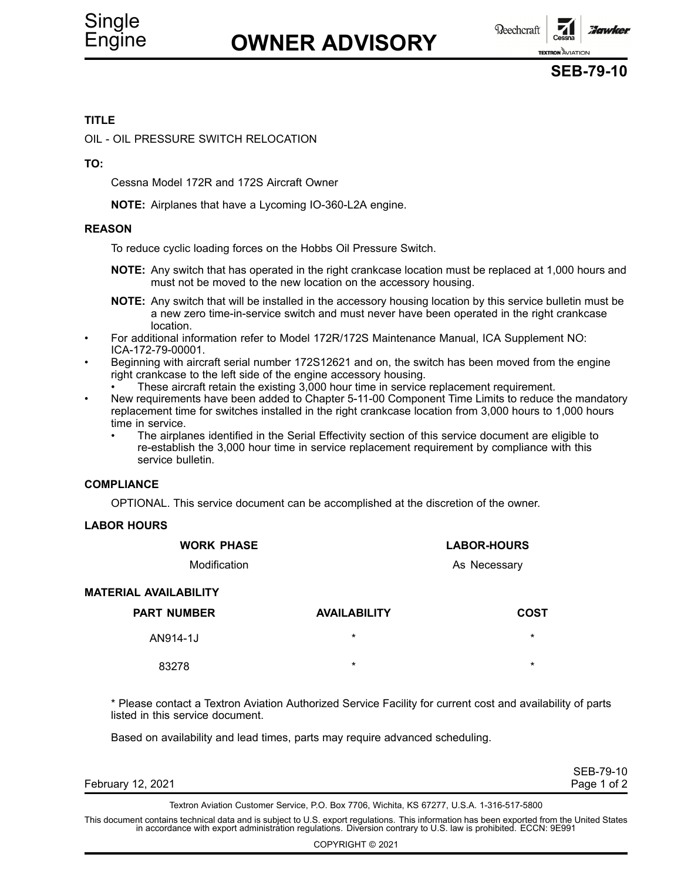Single Engine

# OWNER ADVISORY

Beechcraft | Cessna | Hawker
TEXTRON AVIATION

**SEB-79-10**

**TITLE**

OIL - OIL PRESSURE SWITCH RELOCATION

**TO:**

Cessna Model 172R and 172S Aircraft Owner

**NOTE:** Airplanes that have a Lycoming IO-360-L2A engine.

**REASON**

To reduce cyclic loading forces on the Hobbs Oil Pressure Switch.

**NOTE:** Any switch that has operated in the right crankcase location must be replaced at 1,000 hours and must not be moved to the new location on the accessory housing.

**NOTE:** Any switch that will be installed in the accessory housing location by this service bulletin must be a new zero time-in-service switch and must never have been operated in the right crankcase location.

- For additional information refer to Model 172R/172S Maintenance Manual, ICA Supplement NO: ICA-172-79-00001.
- Beginning with aircraft serial number 172S12621 and on, the switch has been moved from the engine right crankcase to the left side of the engine accessory housing.
  - These aircraft retain the existing 3,000 hour time in service replacement requirement.
- New requirements have been added to Chapter 5-11-00 Component Time Limits to reduce the mandatory replacement time for switches installed in the right crankcase location from 3,000 hours to 1,000 hours time in service.
  - The airplanes identified in the Serial Effectivity section of this service document are eligible to re-establish the 3,000 hour time in service replacement requirement by compliance with this service bulletin.

**COMPLIANCE**

OPTIONAL. This service document can be accomplished at the discretion of the owner.

**LABOR HOURS**

| WORK PHASE | LABOR-HOURS |
|---|---|
| Modification | As Necessary |

**MATERIAL AVAILABILITY**

| PART NUMBER | AVAILABILITY | COST |
|---|---|---|
| AN914-1J | * | * |
| 83278 | * | * |

* Please contact a Textron Aviation Authorized Service Facility for current cost and availability of parts listed in this service document.

Based on availability and lead times, parts may require advanced scheduling.

February 12, 2021

Textron Aviation Customer Service, P.O. Box 7706, Wichita, KS 67277, U.S.A. 1-316-517-5800

This document contains technical data and is subject to U.S. export regulations. This information has been exported from the United States in accordance with export administration regulations. Diversion contrary to U.S. law is prohibited. ECCN: 9E991

COPYRIGHT © 2021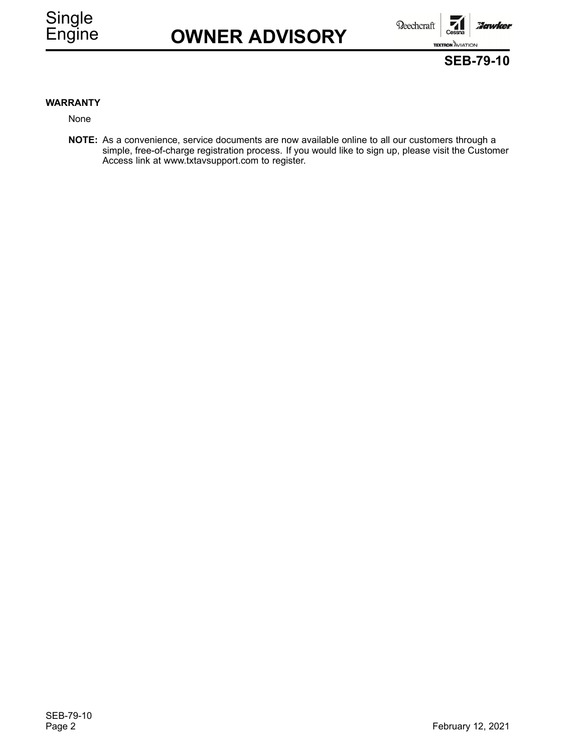**WARRANTY**

None

**NOTE:** As a convenience, service documents are now available online to all our customers through a simple, free-of-charge registration process. If you would like to sign up, please visit the Customer Access link at www.txtavsupport.com to register.